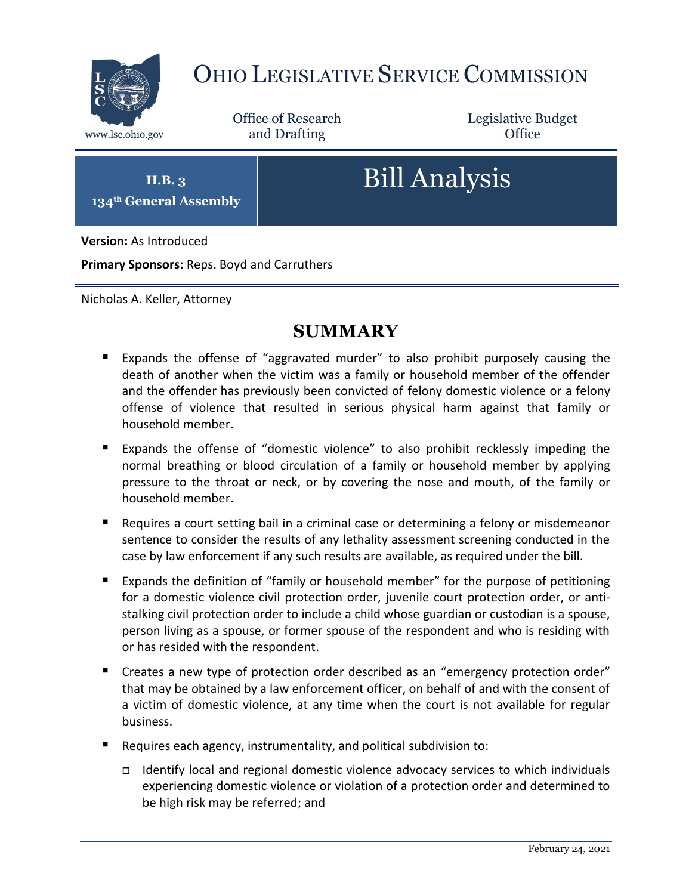# Ohio Legislative Service Commission

www.lsc.ohio.gov

Office of Research and Drafting

Legislative Budget Office

**H.B. 3**
**134th General Assembly**

# Bill Analysis

**Version:** As Introduced

**Primary Sponsors:** Reps. Boyd and Carruthers

Nicholas A. Keller, Attorney

## SUMMARY

- Expands the offense of "aggravated murder" to also prohibit purposely causing the death of another when the victim was a family or household member of the offender and the offender has previously been convicted of felony domestic violence or a felony offense of violence that resulted in serious physical harm against that family or household member.
- Expands the offense of "domestic violence" to also prohibit recklessly impeding the normal breathing or blood circulation of a family or household member by applying pressure to the throat or neck, or by covering the nose and mouth, of the family or household member.
- Requires a court setting bail in a criminal case or determining a felony or misdemeanor sentence to consider the results of any lethality assessment screening conducted in the case by law enforcement if any such results are available, as required under the bill.
- Expands the definition of "family or household member" for the purpose of petitioning for a domestic violence civil protection order, juvenile court protection order, or anti-stalking civil protection order to include a child whose guardian or custodian is a spouse, person living as a spouse, or former spouse of the respondent and who is residing with or has resided with the respondent.
- Creates a new type of protection order described as an "emergency protection order" that may be obtained by a law enforcement officer, on behalf of and with the consent of a victim of domestic violence, at any time when the court is not available for regular business.
- Requires each agency, instrumentality, and political subdivision to:
  - Identify local and regional domestic violence advocacy services to which individuals experiencing domestic violence or violation of a protection order and determined to be high risk may be referred; and

February 24, 2021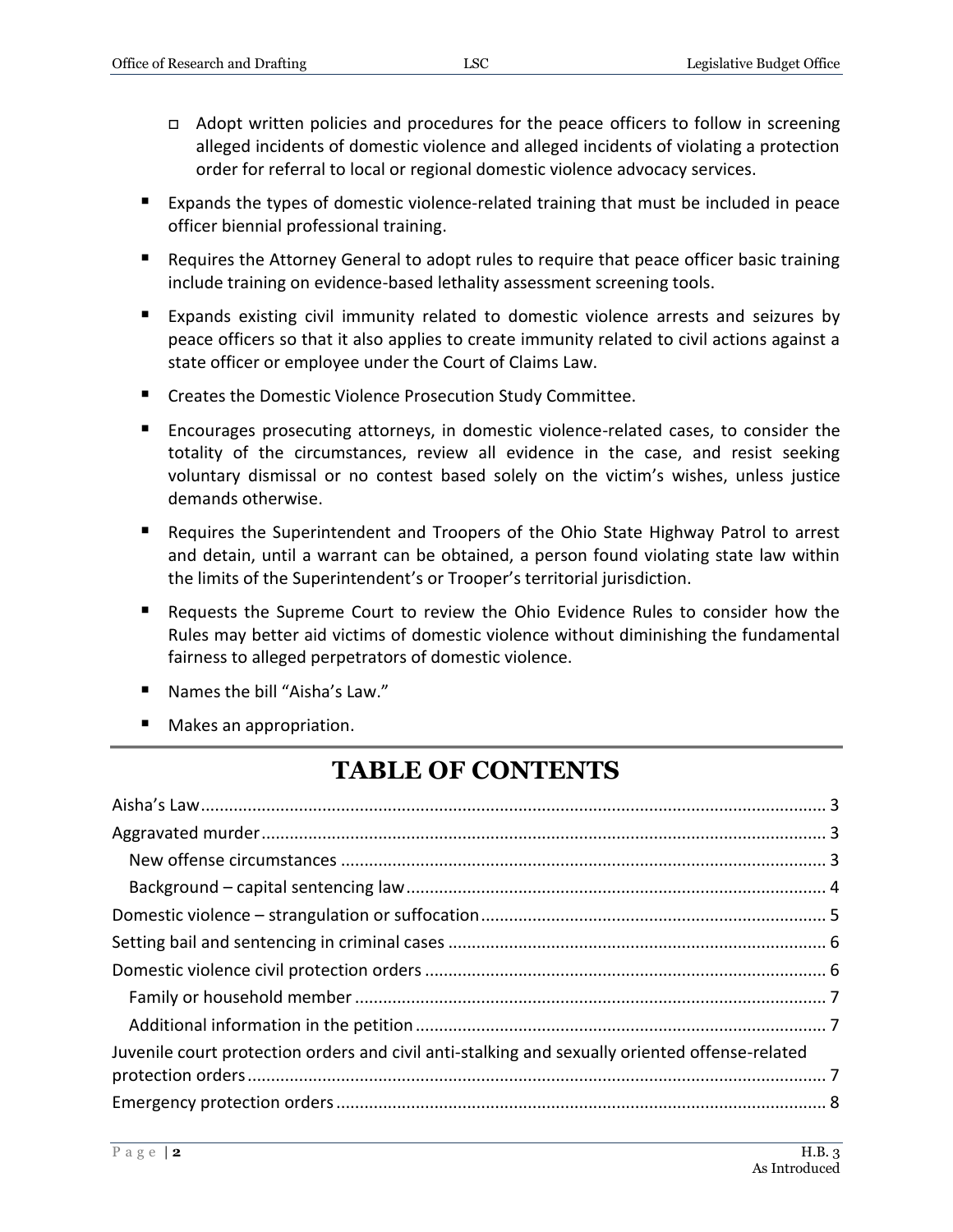- Adopt written policies and procedures for the peace officers to follow in screening alleged incidents of domestic violence and alleged incidents of violating a protection order for referral to local or regional domestic violence advocacy services.

- Expands the types of domestic violence-related training that must be included in peace officer biennial professional training.
- Requires the Attorney General to adopt rules to require that peace officer basic training include training on evidence-based lethality assessment screening tools.
- Expands existing civil immunity related to domestic violence arrests and seizures by peace officers so that it also applies to create immunity related to civil actions against a state officer or employee under the Court of Claims Law.
- Creates the Domestic Violence Prosecution Study Committee.
- Encourages prosecuting attorneys, in domestic violence-related cases, to consider the totality of the circumstances, review all evidence in the case, and resist seeking voluntary dismissal or no contest based solely on the victim's wishes, unless justice demands otherwise.
- Requires the Superintendent and Troopers of the Ohio State Highway Patrol to arrest and detain, until a warrant can be obtained, a person found violating state law within the limits of the Superintendent's or Trooper's territorial jurisdiction.
- Requests the Supreme Court to review the Ohio Evidence Rules to consider how the Rules may better aid victims of domestic violence without diminishing the fundamental fairness to alleged perpetrators of domestic violence.
- Names the bill "Aisha's Law."
- Makes an appropriation.

# TABLE OF CONTENTS

Aisha's Law ..... 3
Aggravated murder ..... 3
  New offense circumstances ..... 3
  Background – capital sentencing law ..... 4
Domestic violence – strangulation or suffocation ..... 5
Setting bail and sentencing in criminal cases ..... 6
Domestic violence civil protection orders ..... 6
  Family or household member ..... 7
  Additional information in the petition ..... 7
Juvenile court protection orders and civil anti-stalking and sexually oriented offense-related protection orders ..... 7
Emergency protection orders ..... 8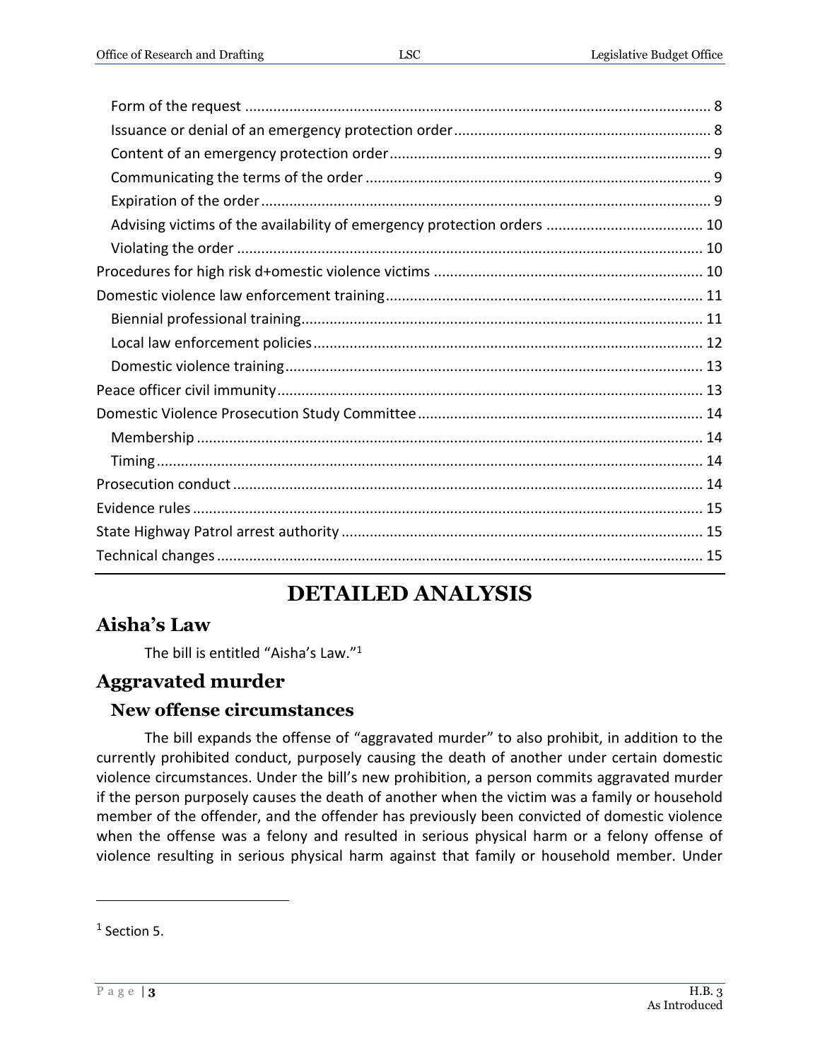Form of the request ........................................................................................................ 8
Issuance or denial of an emergency protection order ............................................................... 8
Content of an emergency protection order ............................................................................... 9
Communicating the terms of the order ..................................................................................... 9
Expiration of the order ............................................................................................................... 9
Advising victims of the availability of emergency protection orders ....................................... 10
Violating the order ................................................................................................................... 10
Procedures for high risk d+omestic violence victims .................................................................. 10
Domestic violence law enforcement training .............................................................................. 11
Biennial professional training ................................................................................................... 11
Local law enforcement policies ................................................................................................ 12
Domestic violence training ....................................................................................................... 13
Peace officer civil immunity ......................................................................................................... 13
Domestic Violence Prosecution Study Committee ...................................................................... 14
Membership ............................................................................................................................. 14
Timing ....................................................................................................................................... 14
Prosecution conduct .................................................................................................................... 14
Evidence rules .............................................................................................................................. 15
State Highway Patrol arrest authority ......................................................................................... 15
Technical changes ........................................................................................................................ 15

# DETAILED ANALYSIS

## Aisha's Law

The bill is entitled "Aisha's Law."[1]

## Aggravated murder

### New offense circumstances

The bill expands the offense of "aggravated murder" to also prohibit, in addition to the currently prohibited conduct, purposely causing the death of another under certain domestic violence circumstances. Under the bill's new prohibition, a person commits aggravated murder if the person purposely causes the death of another when the victim was a family or household member of the offender, and the offender has previously been convicted of domestic violence when the offense was a felony and resulted in serious physical harm or a felony offense of violence resulting in serious physical harm against that family or household member. Under

---

[1] Section 5.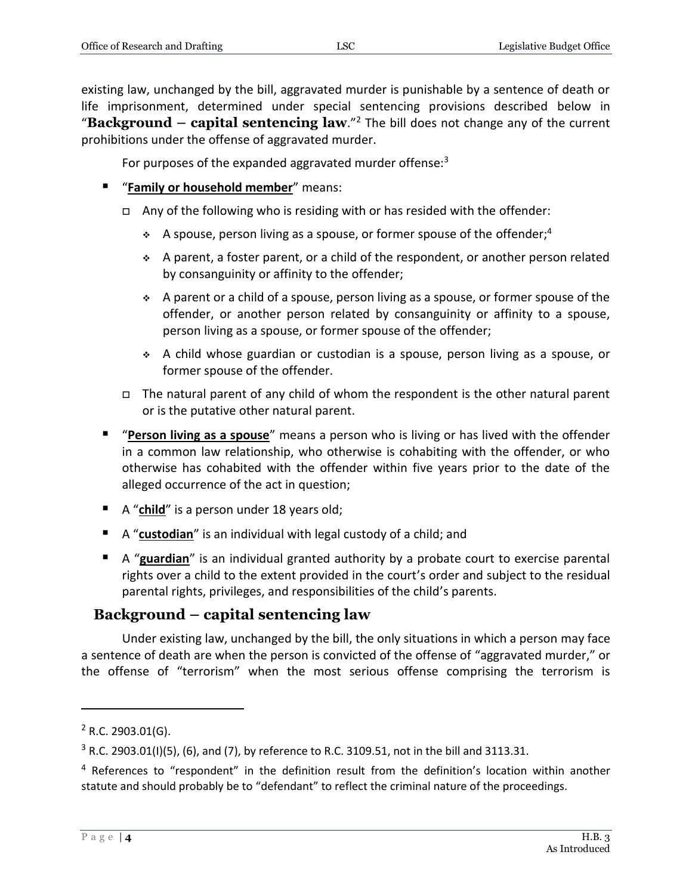existing law, unchanged by the bill, aggravated murder is punishable by a sentence of death or life imprisonment, determined under special sentencing provisions described below in "**Background – capital sentencing law**."[2] The bill does not change any of the current prohibitions under the offense of aggravated murder.

For purposes of the expanded aggravated murder offense:[3]

- "**Family or household member**" means:
  - Any of the following who is residing with or has resided with the offender:
    - A spouse, person living as a spouse, or former spouse of the offender;[4]
    - A parent, a foster parent, or a child of the respondent, or another person related by consanguinity or affinity to the offender;
    - A parent or a child of a spouse, person living as a spouse, or former spouse of the offender, or another person related by consanguinity or affinity to a spouse, person living as a spouse, or former spouse of the offender;
    - A child whose guardian or custodian is a spouse, person living as a spouse, or former spouse of the offender.
  - The natural parent of any child of whom the respondent is the other natural parent or is the putative other natural parent.
- "**Person living as a spouse**" means a person who is living or has lived with the offender in a common law relationship, who otherwise is cohabiting with the offender, or who otherwise has cohabited with the offender within five years prior to the date of the alleged occurrence of the act in question;
- A "**child**" is a person under 18 years old;
- A "**custodian**" is an individual with legal custody of a child; and
- A "**guardian**" is an individual granted authority by a probate court to exercise parental rights over a child to the extent provided in the court's order and subject to the residual parental rights, privileges, and responsibilities of the child's parents.

## Background – capital sentencing law

Under existing law, unchanged by the bill, the only situations in which a person may face a sentence of death are when the person is convicted of the offense of "aggravated murder," or the offense of "terrorism" when the most serious offense comprising the terrorism is

---

[2] R.C. 2903.01(G).

[3] R.C. 2903.01(I)(5), (6), and (7), by reference to R.C. 3109.51, not in the bill and 3113.31.

[4] References to "respondent" in the definition result from the definition's location within another statute and should probably be to "defendant" to reflect the criminal nature of the proceedings.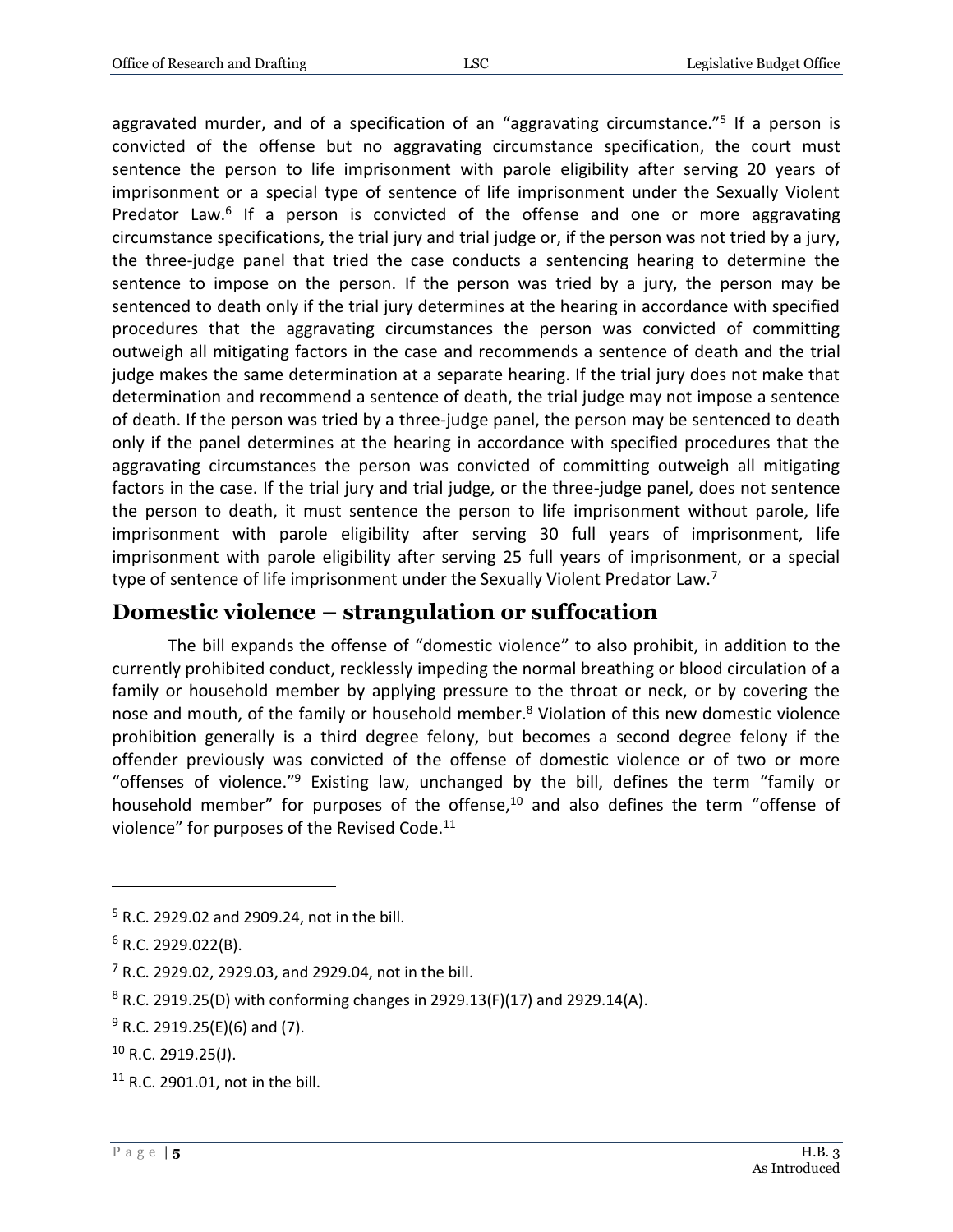aggravated murder, and of a specification of an "aggravating circumstance."[5] If a person is convicted of the offense but no aggravating circumstance specification, the court must sentence the person to life imprisonment with parole eligibility after serving 20 years of imprisonment or a special type of sentence of life imprisonment under the Sexually Violent Predator Law.[6] If a person is convicted of the offense and one or more aggravating circumstance specifications, the trial jury and trial judge or, if the person was not tried by a jury, the three-judge panel that tried the case conducts a sentencing hearing to determine the sentence to impose on the person. If the person was tried by a jury, the person may be sentenced to death only if the trial jury determines at the hearing in accordance with specified procedures that the aggravating circumstances the person was convicted of committing outweigh all mitigating factors in the case and recommends a sentence of death and the trial judge makes the same determination at a separate hearing. If the trial jury does not make that determination and recommend a sentence of death, the trial judge may not impose a sentence of death. If the person was tried by a three-judge panel, the person may be sentenced to death only if the panel determines at the hearing in accordance with specified procedures that the aggravating circumstances the person was convicted of committing outweigh all mitigating factors in the case. If the trial jury and trial judge, or the three-judge panel, does not sentence the person to death, it must sentence the person to life imprisonment without parole, life imprisonment with parole eligibility after serving 30 full years of imprisonment, life imprisonment with parole eligibility after serving 25 full years of imprisonment, or a special type of sentence of life imprisonment under the Sexually Violent Predator Law.[7]

## Domestic violence – strangulation or suffocation

The bill expands the offense of "domestic violence" to also prohibit, in addition to the currently prohibited conduct, recklessly impeding the normal breathing or blood circulation of a family or household member by applying pressure to the throat or neck, or by covering the nose and mouth, of the family or household member.[8] Violation of this new domestic violence prohibition generally is a third degree felony, but becomes a second degree felony if the offender previously was convicted of the offense of domestic violence or of two or more "offenses of violence."[9] Existing law, unchanged by the bill, defines the term "family or household member" for purposes of the offense,[10] and also defines the term "offense of violence" for purposes of the Revised Code.[11]

---

[5] R.C. 2929.02 and 2909.24, not in the bill.

[6] R.C. 2929.022(B).

[7] R.C. 2929.02, 2929.03, and 2929.04, not in the bill.

[8] R.C. 2919.25(D) with conforming changes in 2929.13(F)(17) and 2929.14(A).

[9] R.C. 2919.25(E)(6) and (7).

[10] R.C. 2919.25(J).

[11] R.C. 2901.01, not in the bill.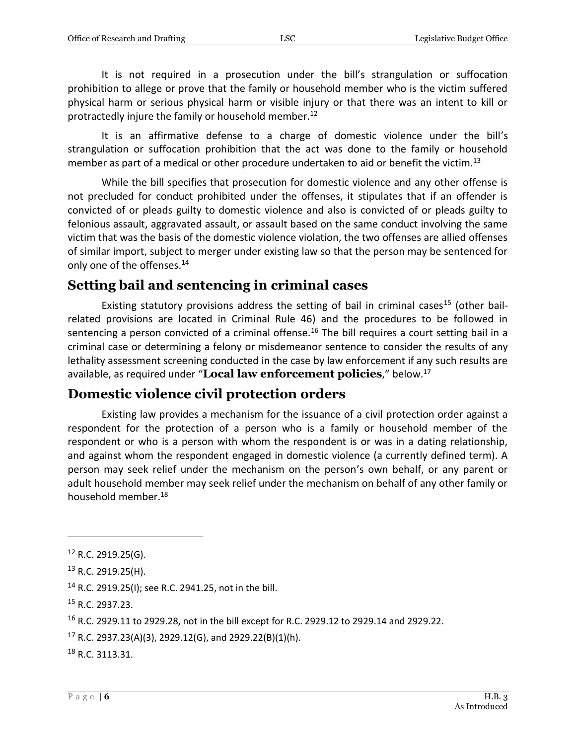It is not required in a prosecution under the bill's strangulation or suffocation prohibition to allege or prove that the family or household member who is the victim suffered physical harm or serious physical harm or visible injury or that there was an intent to kill or protractedly injure the family or household member.[12]

It is an affirmative defense to a charge of domestic violence under the bill's strangulation or suffocation prohibition that the act was done to the family or household member as part of a medical or other procedure undertaken to aid or benefit the victim.[13]

While the bill specifies that prosecution for domestic violence and any other offense is not precluded for conduct prohibited under the offenses, it stipulates that if an offender is convicted of or pleads guilty to domestic violence and also is convicted of or pleads guilty to felonious assault, aggravated assault, or assault based on the same conduct involving the same victim that was the basis of the domestic violence violation, the two offenses are allied offenses of similar import, subject to merger under existing law so that the person may be sentenced for only one of the offenses.[14]

## Setting bail and sentencing in criminal cases

Existing statutory provisions address the setting of bail in criminal cases[15] (other bail-related provisions are located in Criminal Rule 46) and the procedures to be followed in sentencing a person convicted of a criminal offense.[16] The bill requires a court setting bail in a criminal case or determining a felony or misdemeanor sentence to consider the results of any lethality assessment screening conducted in the case by law enforcement if any such results are available, as required under "**Local law enforcement policies**," below.[17]

## Domestic violence civil protection orders

Existing law provides a mechanism for the issuance of a civil protection order against a respondent for the protection of a person who is a family or household member of the respondent or who is a person with whom the respondent is or was in a dating relationship, and against whom the respondent engaged in domestic violence (a currently defined term). A person may seek relief under the mechanism on the person's own behalf, or any parent or adult household member may seek relief under the mechanism on behalf of any other family or household member.[18]

---

[12] R.C. 2919.25(G).

[13] R.C. 2919.25(H).

[14] R.C. 2919.25(I); see R.C. 2941.25, not in the bill.

[15] R.C. 2937.23.

[16] R.C. 2929.11 to 2929.28, not in the bill except for R.C. 2929.12 to 2929.14 and 2929.22.

[17] R.C. 2937.23(A)(3), 2929.12(G), and 2929.22(B)(1)(h).

[18] R.C. 3113.31.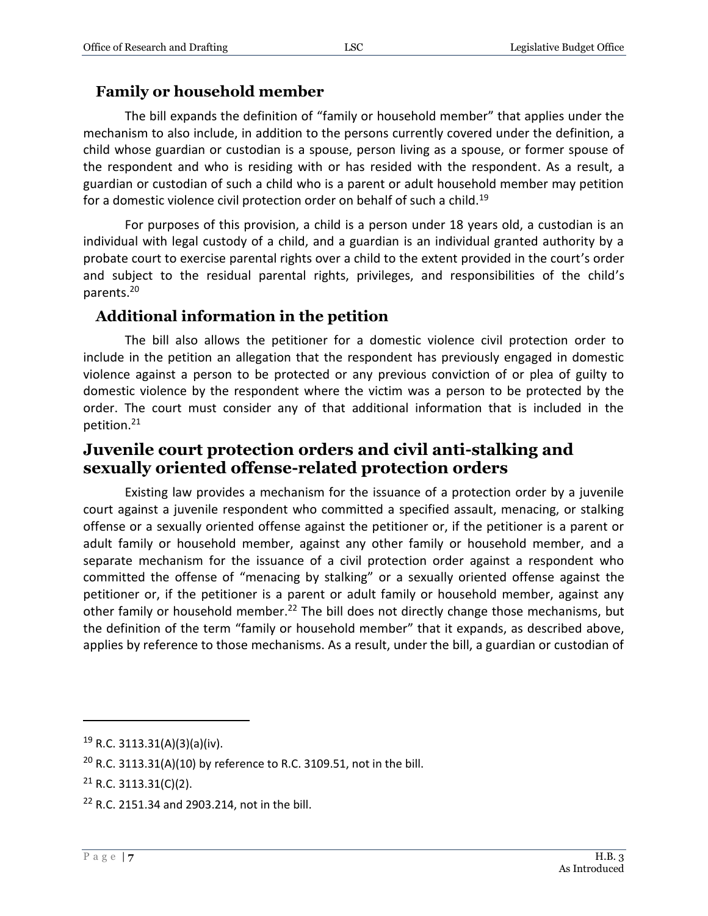### Family or household member

The bill expands the definition of "family or household member" that applies under the mechanism to also include, in addition to the persons currently covered under the definition, a child whose guardian or custodian is a spouse, person living as a spouse, or former spouse of the respondent and who is residing with or has resided with the respondent. As a result, a guardian or custodian of such a child who is a parent or adult household member may petition for a domestic violence civil protection order on behalf of such a child.[19]

For purposes of this provision, a child is a person under 18 years old, a custodian is an individual with legal custody of a child, and a guardian is an individual granted authority by a probate court to exercise parental rights over a child to the extent provided in the court's order and subject to the residual parental rights, privileges, and responsibilities of the child's parents.[20]

### Additional information in the petition

The bill also allows the petitioner for a domestic violence civil protection order to include in the petition an allegation that the respondent has previously engaged in domestic violence against a person to be protected or any previous conviction of or plea of guilty to domestic violence by the respondent where the victim was a person to be protected by the order. The court must consider any of that additional information that is included in the petition.[21]

## Juvenile court protection orders and civil anti-stalking and sexually oriented offense-related protection orders

Existing law provides a mechanism for the issuance of a protection order by a juvenile court against a juvenile respondent who committed a specified assault, menacing, or stalking offense or a sexually oriented offense against the petitioner or, if the petitioner is a parent or adult family or household member, against any other family or household member, and a separate mechanism for the issuance of a civil protection order against a respondent who committed the offense of "menacing by stalking" or a sexually oriented offense against the petitioner or, if the petitioner is a parent or adult family or household member, against any other family or household member.[22] The bill does not directly change those mechanisms, but the definition of the term "family or household member" that it expands, as described above, applies by reference to those mechanisms. As a result, under the bill, a guardian or custodian of

---

[19] R.C. 3113.31(A)(3)(a)(iv).

[20] R.C. 3113.31(A)(10) by reference to R.C. 3109.51, not in the bill.

[21] R.C. 3113.31(C)(2).

[22] R.C. 2151.34 and 2903.214, not in the bill.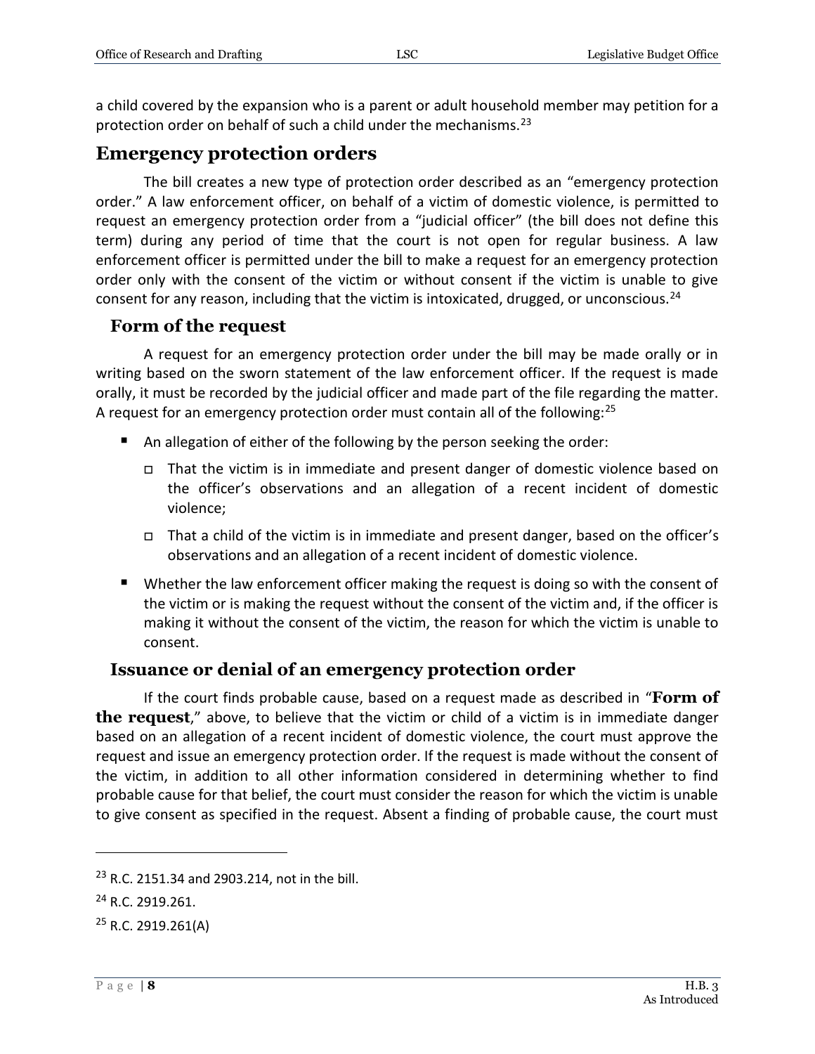a child covered by the expansion who is a parent or adult household member may petition for a protection order on behalf of such a child under the mechanisms.[23]

## Emergency protection orders

The bill creates a new type of protection order described as an "emergency protection order." A law enforcement officer, on behalf of a victim of domestic violence, is permitted to request an emergency protection order from a "judicial officer" (the bill does not define this term) during any period of time that the court is not open for regular business. A law enforcement officer is permitted under the bill to make a request for an emergency protection order only with the consent of the victim or without consent if the victim is unable to give consent for any reason, including that the victim is intoxicated, drugged, or unconscious.[24]

### Form of the request

A request for an emergency protection order under the bill may be made orally or in writing based on the sworn statement of the law enforcement officer. If the request is made orally, it must be recorded by the judicial officer and made part of the file regarding the matter. A request for an emergency protection order must contain all of the following:[25]

- An allegation of either of the following by the person seeking the order:
  - That the victim is in immediate and present danger of domestic violence based on the officer's observations and an allegation of a recent incident of domestic violence;
  - That a child of the victim is in immediate and present danger, based on the officer's observations and an allegation of a recent incident of domestic violence.
- Whether the law enforcement officer making the request is doing so with the consent of the victim or is making the request without the consent of the victim and, if the officer is making it without the consent of the victim, the reason for which the victim is unable to consent.

### Issuance or denial of an emergency protection order

If the court finds probable cause, based on a request made as described in "**Form of the request**," above, to believe that the victim or child of a victim is in immediate danger based on an allegation of a recent incident of domestic violence, the court must approve the request and issue an emergency protection order. If the request is made without the consent of the victim, in addition to all other information considered in determining whether to find probable cause for that belief, the court must consider the reason for which the victim is unable to give consent as specified in the request. Absent a finding of probable cause, the court must

---

[23] R.C. 2151.34 and 2903.214, not in the bill.

[24] R.C. 2919.261.

[25] R.C. 2919.261(A)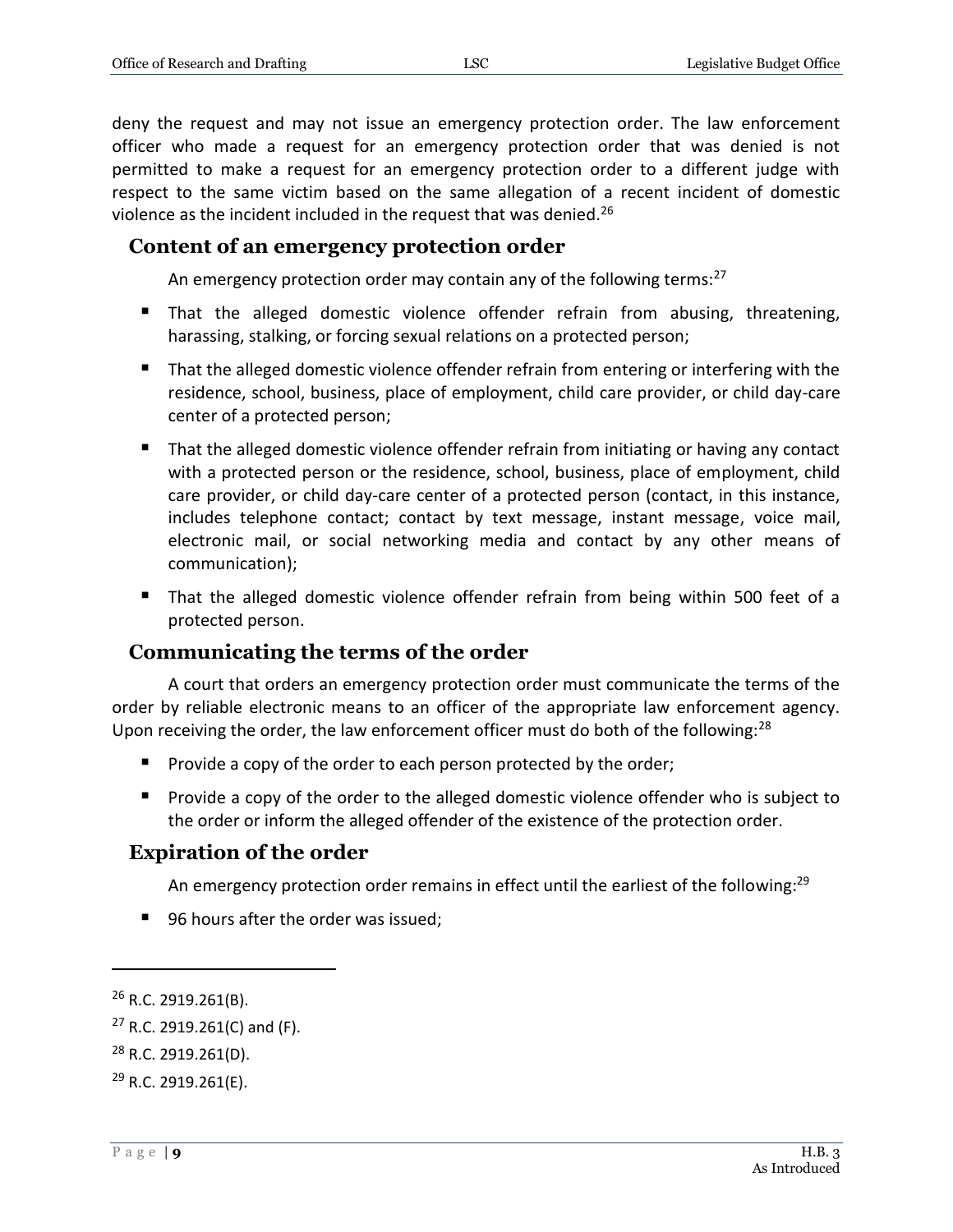deny the request and may not issue an emergency protection order. The law enforcement officer who made a request for an emergency protection order that was denied is not permitted to make a request for an emergency protection order to a different judge with respect to the same victim based on the same allegation of a recent incident of domestic violence as the incident included in the request that was denied.[26]

## Content of an emergency protection order

An emergency protection order may contain any of the following terms:[27]

- That the alleged domestic violence offender refrain from abusing, threatening, harassing, stalking, or forcing sexual relations on a protected person;
- That the alleged domestic violence offender refrain from entering or interfering with the residence, school, business, place of employment, child care provider, or child day-care center of a protected person;
- That the alleged domestic violence offender refrain from initiating or having any contact with a protected person or the residence, school, business, place of employment, child care provider, or child day-care center of a protected person (contact, in this instance, includes telephone contact; contact by text message, instant message, voice mail, electronic mail, or social networking media and contact by any other means of communication);
- That the alleged domestic violence offender refrain from being within 500 feet of a protected person.

## Communicating the terms of the order

A court that orders an emergency protection order must communicate the terms of the order by reliable electronic means to an officer of the appropriate law enforcement agency. Upon receiving the order, the law enforcement officer must do both of the following:[28]

- Provide a copy of the order to each person protected by the order;
- Provide a copy of the order to the alleged domestic violence offender who is subject to the order or inform the alleged offender of the existence of the protection order.

## Expiration of the order

An emergency protection order remains in effect until the earliest of the following:[29]

- 96 hours after the order was issued;

---

[26] R.C. 2919.261(B).

[27] R.C. 2919.261(C) and (F).

[28] R.C. 2919.261(D).

[29] R.C. 2919.261(E).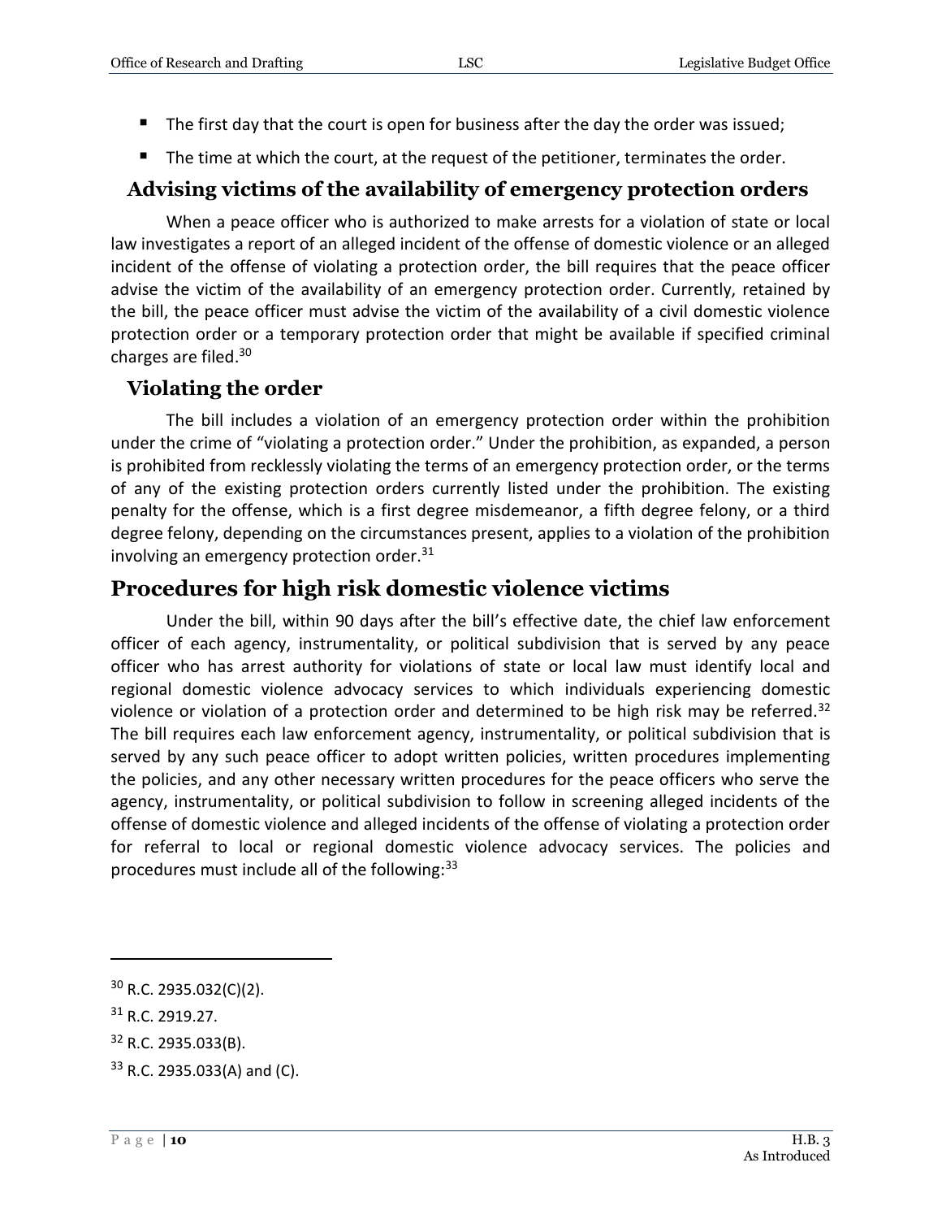- The first day that the court is open for business after the day the order was issued;
- The time at which the court, at the request of the petitioner, terminates the order.

### Advising victims of the availability of emergency protection orders

When a peace officer who is authorized to make arrests for a violation of state or local law investigates a report of an alleged incident of the offense of domestic violence or an alleged incident of the offense of violating a protection order, the bill requires that the peace officer advise the victim of the availability of an emergency protection order. Currently, retained by the bill, the peace officer must advise the victim of the availability of a civil domestic violence protection order or a temporary protection order that might be available if specified criminal charges are filed.[30]

### Violating the order

The bill includes a violation of an emergency protection order within the prohibition under the crime of "violating a protection order." Under the prohibition, as expanded, a person is prohibited from recklessly violating the terms of an emergency protection order, or the terms of any of the existing protection orders currently listed under the prohibition. The existing penalty for the offense, which is a first degree misdemeanor, a fifth degree felony, or a third degree felony, depending on the circumstances present, applies to a violation of the prohibition involving an emergency protection order.[31]

## Procedures for high risk domestic violence victims

Under the bill, within 90 days after the bill's effective date, the chief law enforcement officer of each agency, instrumentality, or political subdivision that is served by any peace officer who has arrest authority for violations of state or local law must identify local and regional domestic violence advocacy services to which individuals experiencing domestic violence or violation of a protection order and determined to be high risk may be referred.[32] The bill requires each law enforcement agency, instrumentality, or political subdivision that is served by any such peace officer to adopt written policies, written procedures implementing the policies, and any other necessary written procedures for the peace officers who serve the agency, instrumentality, or political subdivision to follow in screening alleged incidents of the offense of domestic violence and alleged incidents of the offense of violating a protection order for referral to local or regional domestic violence advocacy services. The policies and procedures must include all of the following:[33]

---

[30] R.C. 2935.032(C)(2).

[31] R.C. 2919.27.

[32] R.C. 2935.033(B).

[33] R.C. 2935.033(A) and (C).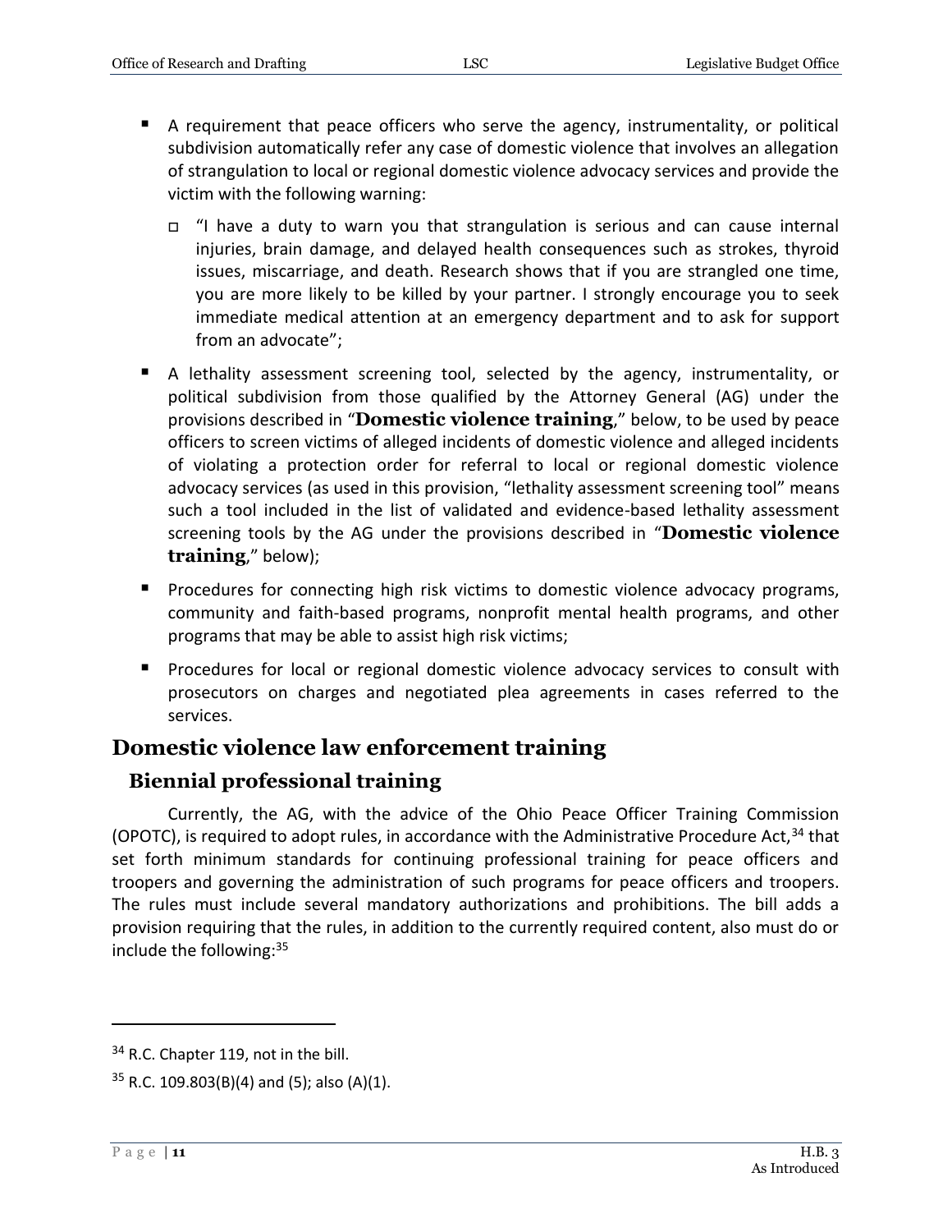- A requirement that peace officers who serve the agency, instrumentality, or political subdivision automatically refer any case of domestic violence that involves an allegation of strangulation to local or regional domestic violence advocacy services and provide the victim with the following warning:
  - "I have a duty to warn you that strangulation is serious and can cause internal injuries, brain damage, and delayed health consequences such as strokes, thyroid issues, miscarriage, and death. Research shows that if you are strangled one time, you are more likely to be killed by your partner. I strongly encourage you to seek immediate medical attention at an emergency department and to ask for support from an advocate";
- A lethality assessment screening tool, selected by the agency, instrumentality, or political subdivision from those qualified by the Attorney General (AG) under the provisions described in "**Domestic violence training**," below, to be used by peace officers to screen victims of alleged incidents of domestic violence and alleged incidents of violating a protection order for referral to local or regional domestic violence advocacy services (as used in this provision, "lethality assessment screening tool" means such a tool included in the list of validated and evidence-based lethality assessment screening tools by the AG under the provisions described in "**Domestic violence training**," below);
- Procedures for connecting high risk victims to domestic violence advocacy programs, community and faith-based programs, nonprofit mental health programs, and other programs that may be able to assist high risk victims;
- Procedures for local or regional domestic violence advocacy services to consult with prosecutors on charges and negotiated plea agreements in cases referred to the services.

## Domestic violence law enforcement training

### Biennial professional training

Currently, the AG, with the advice of the Ohio Peace Officer Training Commission (OPOTC), is required to adopt rules, in accordance with the Administrative Procedure Act,[34] that set forth minimum standards for continuing professional training for peace officers and troopers and governing the administration of such programs for peace officers and troopers. The rules must include several mandatory authorizations and prohibitions. The bill adds a provision requiring that the rules, in addition to the currently required content, also must do or include the following:[35]

---

[34] R.C. Chapter 119, not in the bill.

[35] R.C. 109.803(B)(4) and (5); also (A)(1).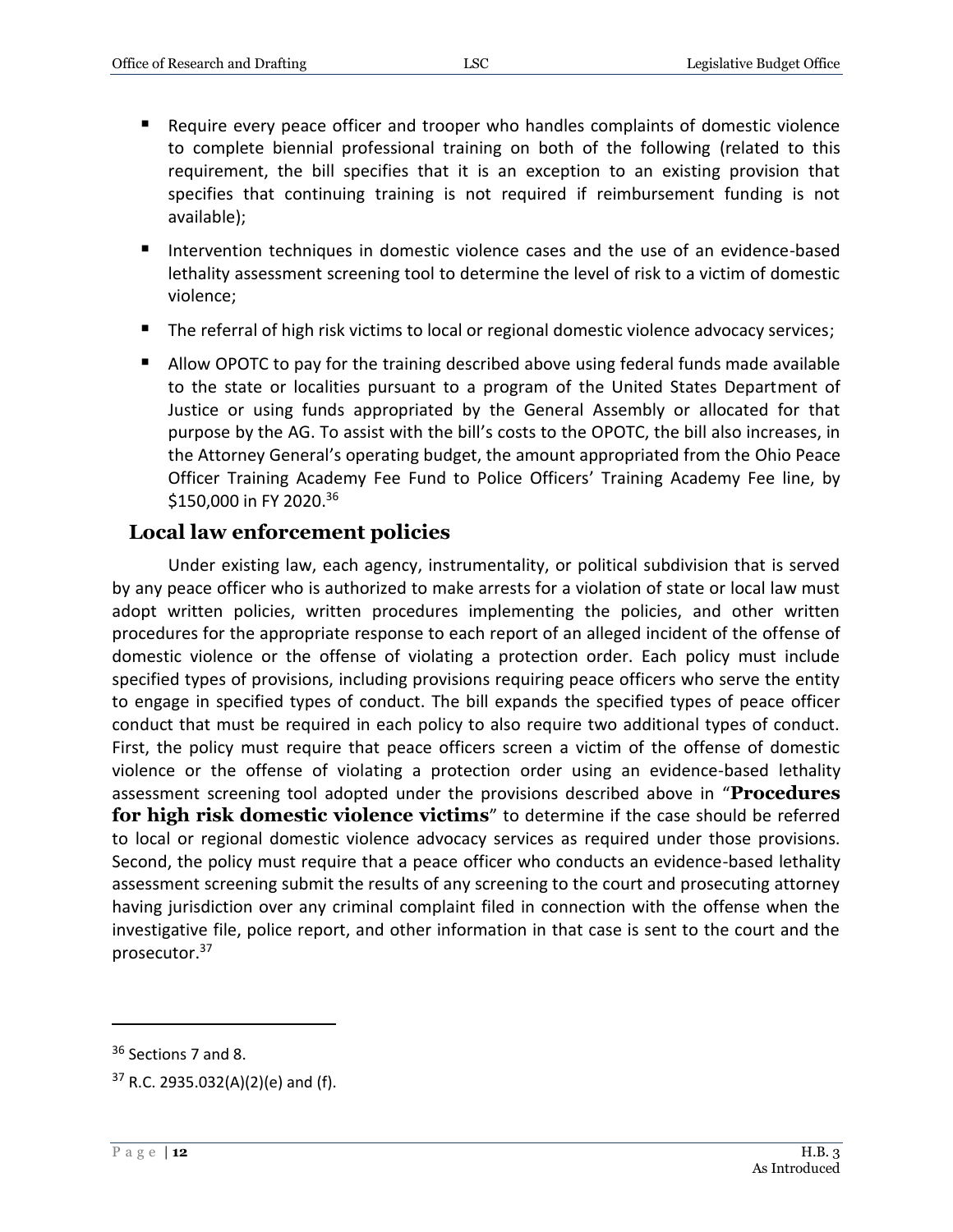- Require every peace officer and trooper who handles complaints of domestic violence to complete biennial professional training on both of the following (related to this requirement, the bill specifies that it is an exception to an existing provision that specifies that continuing training is not required if reimbursement funding is not available);
- Intervention techniques in domestic violence cases and the use of an evidence-based lethality assessment screening tool to determine the level of risk to a victim of domestic violence;
- The referral of high risk victims to local or regional domestic violence advocacy services;
- Allow OPOTC to pay for the training described above using federal funds made available to the state or localities pursuant to a program of the United States Department of Justice or using funds appropriated by the General Assembly or allocated for that purpose by the AG. To assist with the bill's costs to the OPOTC, the bill also increases, in the Attorney General's operating budget, the amount appropriated from the Ohio Peace Officer Training Academy Fee Fund to Police Officers' Training Academy Fee line, by \$150,000 in FY 2020.[36]

## Local law enforcement policies

Under existing law, each agency, instrumentality, or political subdivision that is served by any peace officer who is authorized to make arrests for a violation of state or local law must adopt written policies, written procedures implementing the policies, and other written procedures for the appropriate response to each report of an alleged incident of the offense of domestic violence or the offense of violating a protection order. Each policy must include specified types of provisions, including provisions requiring peace officers who serve the entity to engage in specified types of conduct. The bill expands the specified types of peace officer conduct that must be required in each policy to also require two additional types of conduct. First, the policy must require that peace officers screen a victim of the offense of domestic violence or the offense of violating a protection order using an evidence-based lethality assessment screening tool adopted under the provisions described above in "**Procedures for high risk domestic violence victims**" to determine if the case should be referred to local or regional domestic violence advocacy services as required under those provisions. Second, the policy must require that a peace officer who conducts an evidence-based lethality assessment screening submit the results of any screening to the court and prosecuting attorney having jurisdiction over any criminal complaint filed in connection with the offense when the investigative file, police report, and other information in that case is sent to the court and the prosecutor.[37]

---

[36] Sections 7 and 8.

[37] R.C. 2935.032(A)(2)(e) and (f).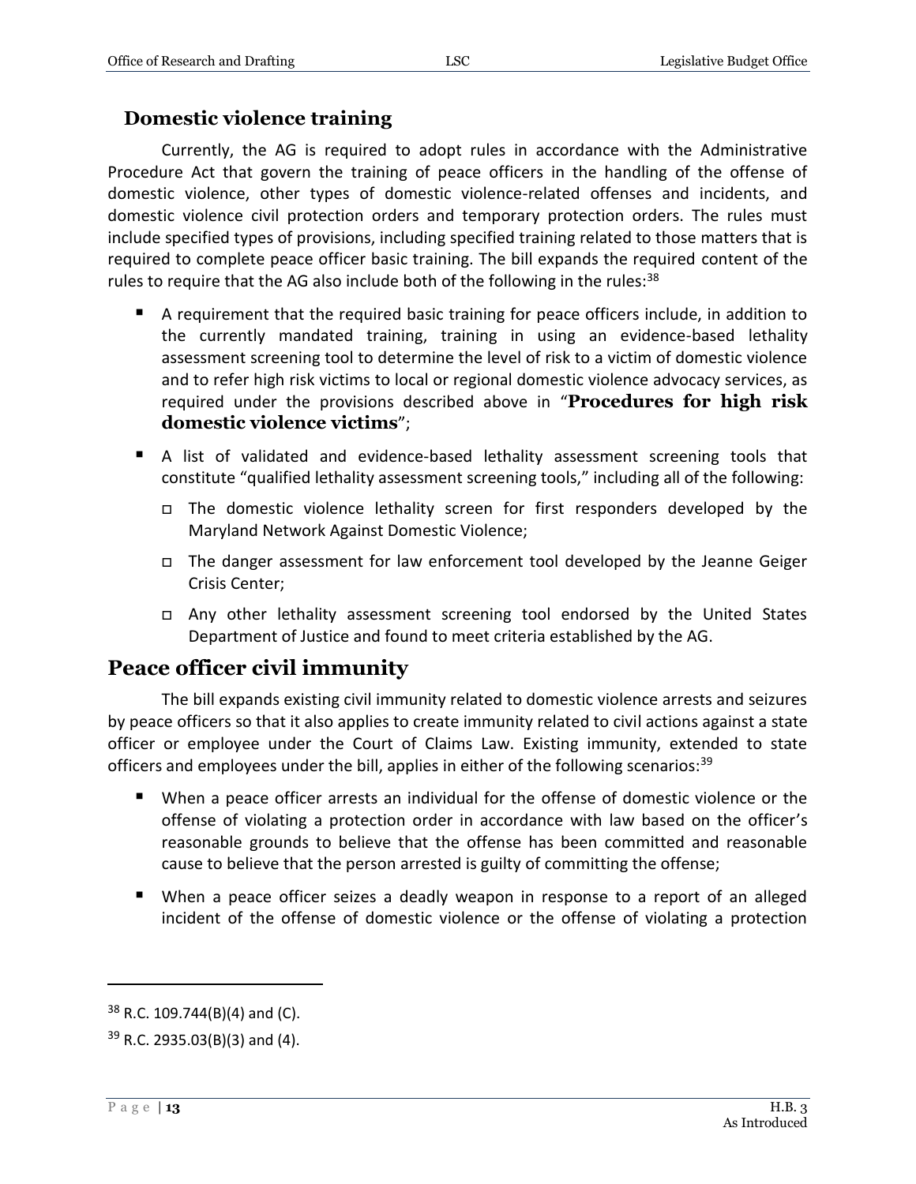### Domestic violence training

Currently, the AG is required to adopt rules in accordance with the Administrative Procedure Act that govern the training of peace officers in the handling of the offense of domestic violence, other types of domestic violence-related offenses and incidents, and domestic violence civil protection orders and temporary protection orders. The rules must include specified types of provisions, including specified training related to those matters that is required to complete peace officer basic training. The bill expands the required content of the rules to require that the AG also include both of the following in the rules:[38]

- A requirement that the required basic training for peace officers include, in addition to the currently mandated training, training in using an evidence-based lethality assessment screening tool to determine the level of risk to a victim of domestic violence and to refer high risk victims to local or regional domestic violence advocacy services, as required under the provisions described above in "**Procedures for high risk domestic violence victims**";
- A list of validated and evidence-based lethality assessment screening tools that constitute "qualified lethality assessment screening tools," including all of the following:
  - The domestic violence lethality screen for first responders developed by the Maryland Network Against Domestic Violence;
  - The danger assessment for law enforcement tool developed by the Jeanne Geiger Crisis Center;
  - Any other lethality assessment screening tool endorsed by the United States Department of Justice and found to meet criteria established by the AG.

## Peace officer civil immunity

The bill expands existing civil immunity related to domestic violence arrests and seizures by peace officers so that it also applies to create immunity related to civil actions against a state officer or employee under the Court of Claims Law. Existing immunity, extended to state officers and employees under the bill, applies in either of the following scenarios:[39]

- When a peace officer arrests an individual for the offense of domestic violence or the offense of violating a protection order in accordance with law based on the officer's reasonable grounds to believe that the offense has been committed and reasonable cause to believe that the person arrested is guilty of committing the offense;
- When a peace officer seizes a deadly weapon in response to a report of an alleged incident of the offense of domestic violence or the offense of violating a protection

---

[38] R.C. 109.744(B)(4) and (C).

[39] R.C. 2935.03(B)(3) and (4).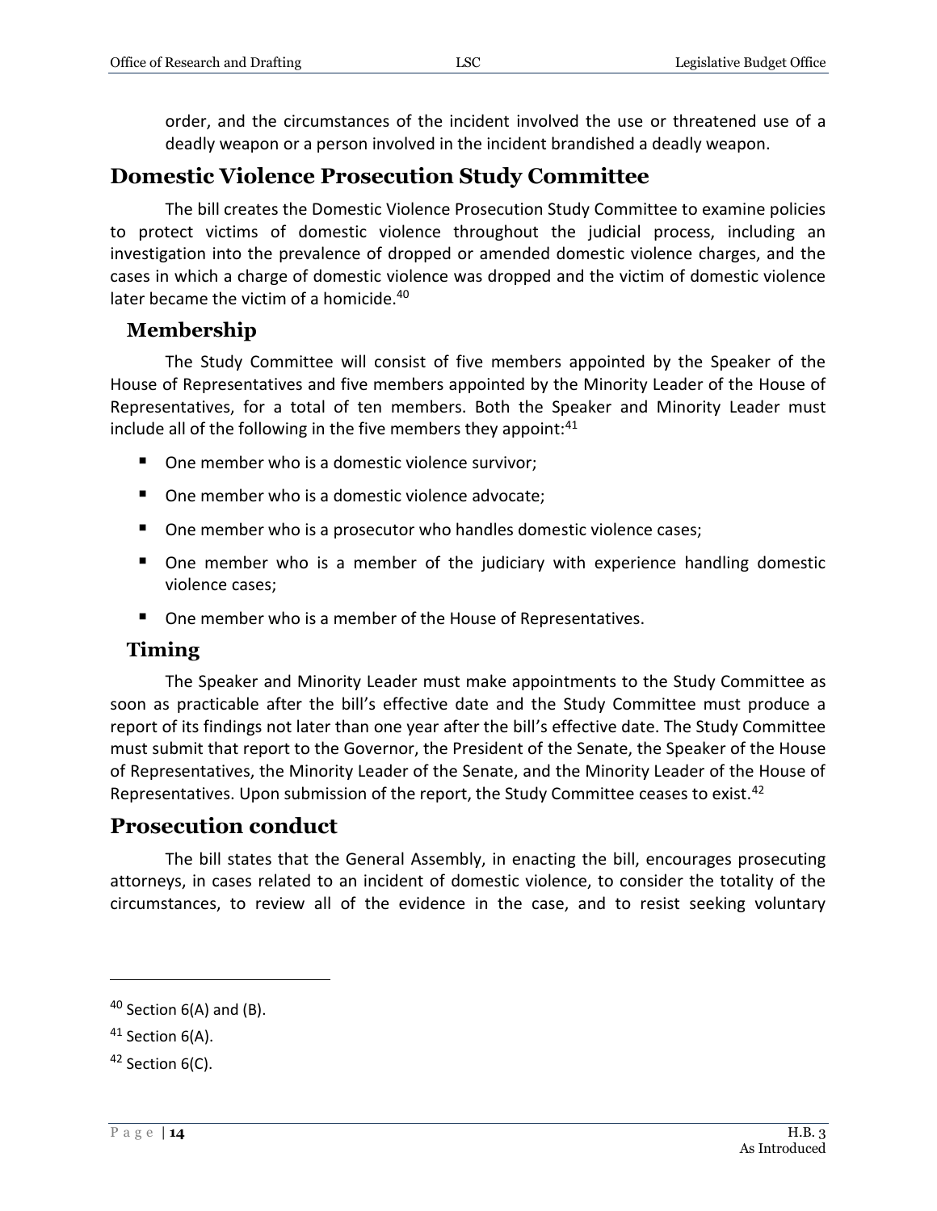order, and the circumstances of the incident involved the use or threatened use of a deadly weapon or a person involved in the incident brandished a deadly weapon.

## Domestic Violence Prosecution Study Committee

The bill creates the Domestic Violence Prosecution Study Committee to examine policies to protect victims of domestic violence throughout the judicial process, including an investigation into the prevalence of dropped or amended domestic violence charges, and the cases in which a charge of domestic violence was dropped and the victim of domestic violence later became the victim of a homicide.[40]

### Membership

The Study Committee will consist of five members appointed by the Speaker of the House of Representatives and five members appointed by the Minority Leader of the House of Representatives, for a total of ten members. Both the Speaker and Minority Leader must include all of the following in the five members they appoint:[41]

- One member who is a domestic violence survivor;
- One member who is a domestic violence advocate;
- One member who is a prosecutor who handles domestic violence cases;
- One member who is a member of the judiciary with experience handling domestic violence cases;
- One member who is a member of the House of Representatives.

### Timing

The Speaker and Minority Leader must make appointments to the Study Committee as soon as practicable after the bill's effective date and the Study Committee must produce a report of its findings not later than one year after the bill's effective date. The Study Committee must submit that report to the Governor, the President of the Senate, the Speaker of the House of Representatives, the Minority Leader of the Senate, and the Minority Leader of the House of Representatives. Upon submission of the report, the Study Committee ceases to exist.[42]

## Prosecution conduct

The bill states that the General Assembly, in enacting the bill, encourages prosecuting attorneys, in cases related to an incident of domestic violence, to consider the totality of the circumstances, to review all of the evidence in the case, and to resist seeking voluntary

---

[40] Section 6(A) and (B).

[41] Section 6(A).

[42] Section 6(C).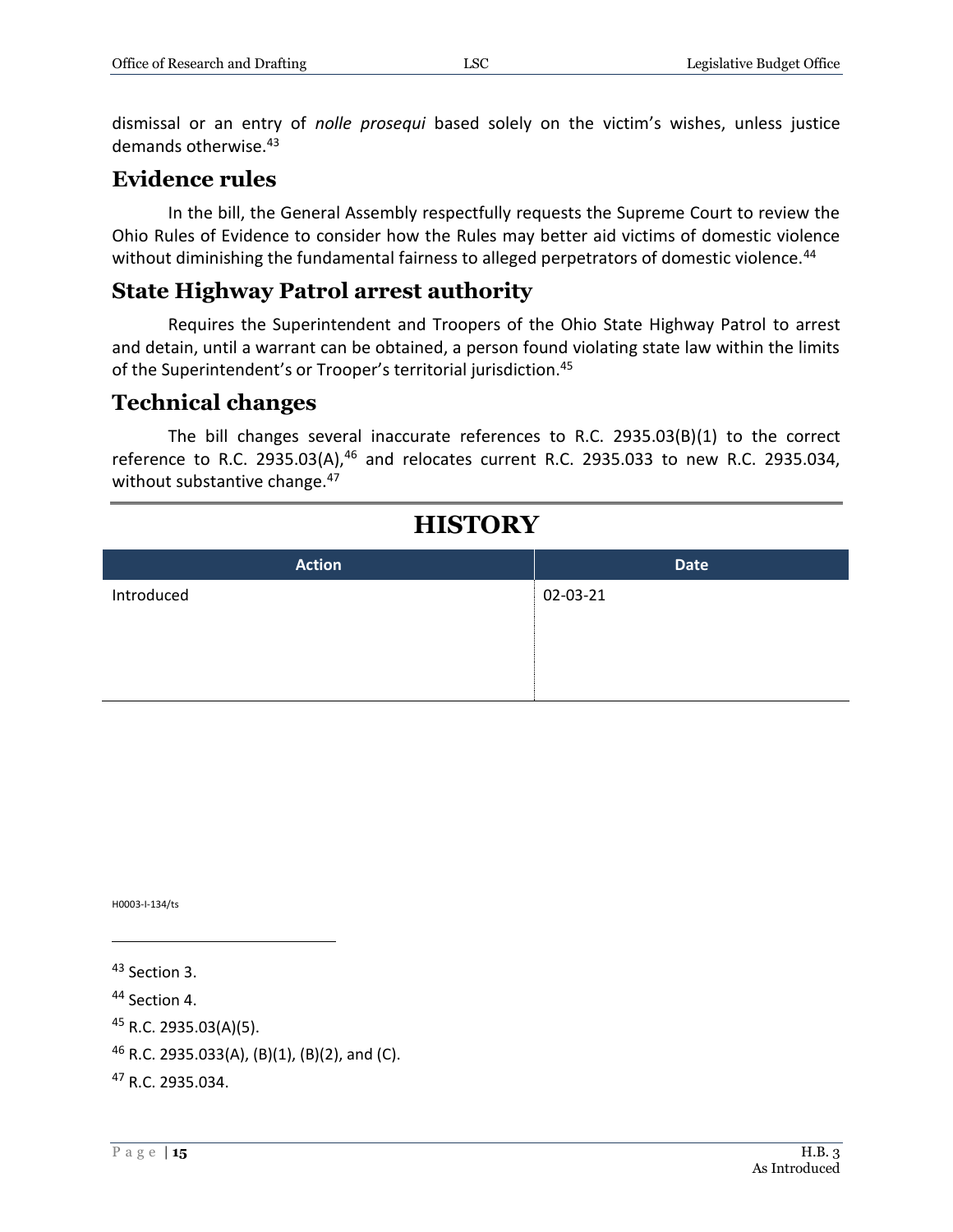dismissal or an entry of *nolle prosequi* based solely on the victim's wishes, unless justice demands otherwise.[43]

## Evidence rules

In the bill, the General Assembly respectfully requests the Supreme Court to review the Ohio Rules of Evidence to consider how the Rules may better aid victims of domestic violence without diminishing the fundamental fairness to alleged perpetrators of domestic violence.[44]

## State Highway Patrol arrest authority

Requires the Superintendent and Troopers of the Ohio State Highway Patrol to arrest and detain, until a warrant can be obtained, a person found violating state law within the limits of the Superintendent's or Trooper's territorial jurisdiction.[45]

## Technical changes

The bill changes several inaccurate references to R.C. 2935.03(B)(1) to the correct reference to R.C. 2935.03(A),[46] and relocates current R.C. 2935.033 to new R.C. 2935.034, without substantive change.[47]

# HISTORY

| Action | Date |
| --- | --- |
| Introduced | 02-03-21 |

H0003-I-134/ts

---

[43] Section 3.

[44] Section 4.

[45] R.C. 2935.03(A)(5).

[46] R.C. 2935.033(A), (B)(1), (B)(2), and (C).

[47] R.C. 2935.034.